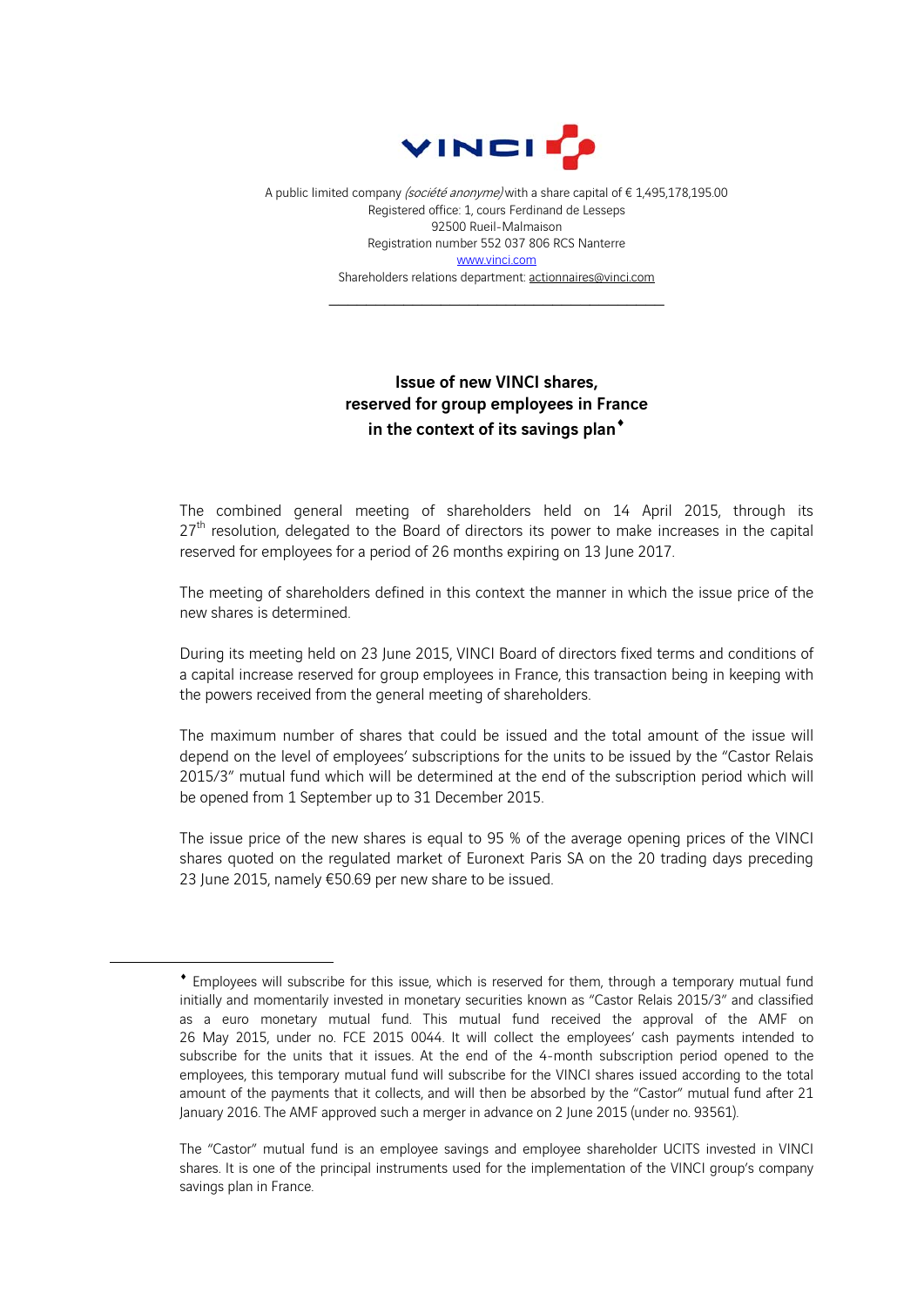VINCI

A public limited company *(société anonyme)* with a share capital of € 1,495,178,195.00
Registered office: 1, cours Ferdinand de Lesseps
92500 Rueil-Malmaison
Registration number 552 037 806 RCS Nanterre
www.vinci.com
Shareholders relations department: actionnaires@vinci.com

---

## Issue of new VINCI shares, reserved for group employees in France in the context of its savings plan♦

The combined general meeting of shareholders held on 14 April 2015, through its 27th resolution, delegated to the Board of directors its power to make increases in the capital reserved for employees for a period of 26 months expiring on 13 June 2017.

The meeting of shareholders defined in this context the manner in which the issue price of the new shares is determined.

During its meeting held on 23 June 2015, VINCI Board of directors fixed terms and conditions of a capital increase reserved for group employees in France, this transaction being in keeping with the powers received from the general meeting of shareholders.

The maximum number of shares that could be issued and the total amount of the issue will depend on the level of employees' subscriptions for the units to be issued by the "Castor Relais 2015/3" mutual fund which will be determined at the end of the subscription period which will be opened from 1 September up to 31 December 2015.

The issue price of the new shares is equal to 95 % of the average opening prices of the VINCI shares quoted on the regulated market of Euronext Paris SA on the 20 trading days preceding 23 June 2015, namely €50.69 per new share to be issued.

---

♦ Employees will subscribe for this issue, which is reserved for them, through a temporary mutual fund initially and momentarily invested in monetary securities known as "Castor Relais 2015/3" and classified as a euro monetary mutual fund. This mutual fund received the approval of the AMF on 26 May 2015, under no. FCE 2015 0044. It will collect the employees' cash payments intended to subscribe for the units that it issues. At the end of the 4-month subscription period opened to the employees, this temporary mutual fund will subscribe for the VINCI shares issued according to the total amount of the payments that it collects, and will then be absorbed by the "Castor" mutual fund after 21 January 2016. The AMF approved such a merger in advance on 2 June 2015 (under no. 93561).

The "Castor" mutual fund is an employee savings and employee shareholder UCITS invested in VINCI shares. It is one of the principal instruments used for the implementation of the VINCI group's company savings plan in France.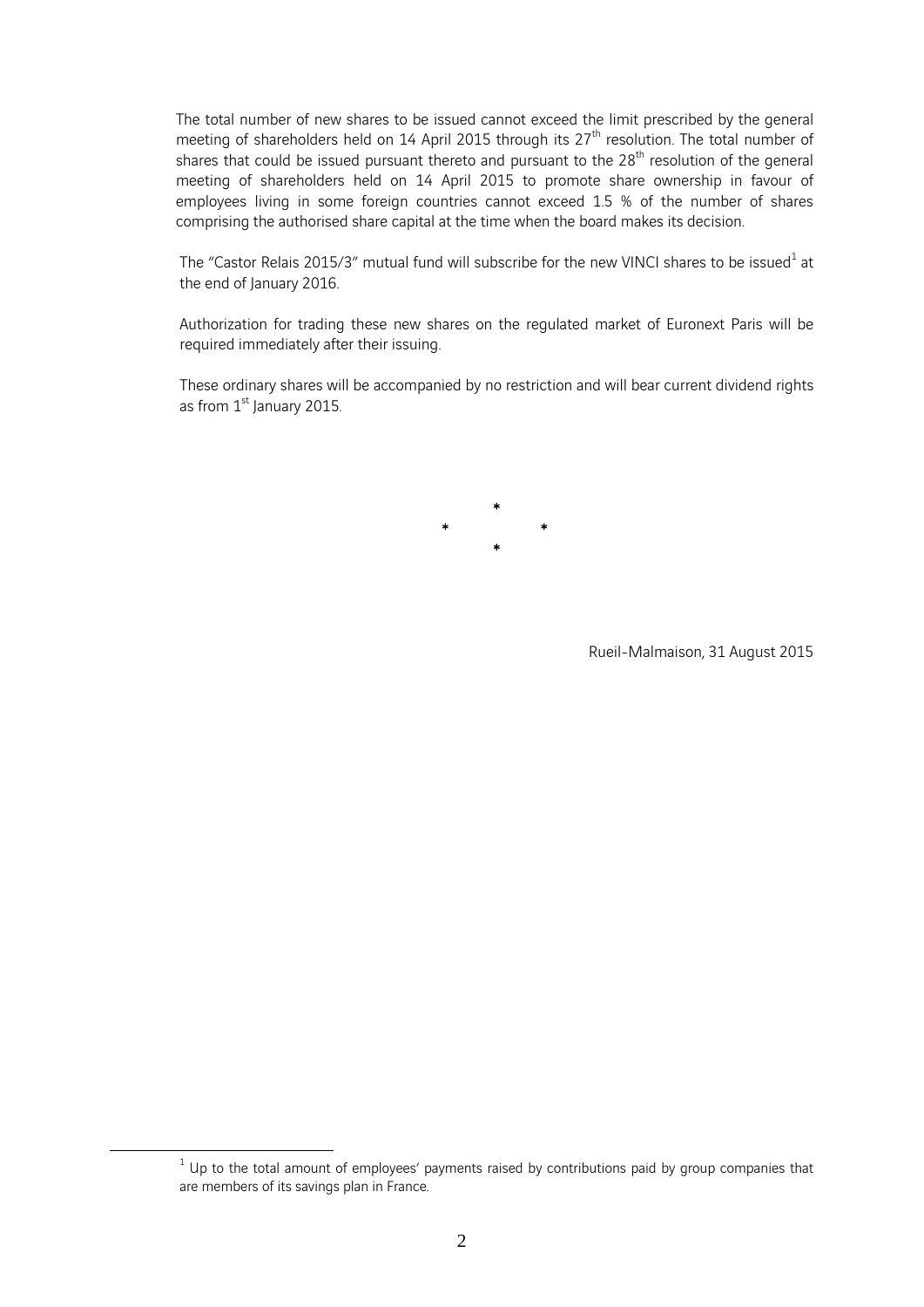The total number of new shares to be issued cannot exceed the limit prescribed by the general meeting of shareholders held on 14 April 2015 through its 27th resolution. The total number of shares that could be issued pursuant thereto and pursuant to the 28th resolution of the general meeting of shareholders held on 14 April 2015 to promote share ownership in favour of employees living in some foreign countries cannot exceed 1.5 % of the number of shares comprising the authorised share capital at the time when the board makes its decision.

The "Castor Relais 2015/3" mutual fund will subscribe for the new VINCI shares to be issued[1] at the end of January 2016.

Authorization for trading these new shares on the regulated market of Euronext Paris will be required immediately after their issuing.

These ordinary shares will be accompanied by no restriction and will bear current dividend rights as from 1st January 2015.

\*

\* \*

\*

Rueil-Malmaison, 31 August 2015

[1] Up to the total amount of employees' payments raised by contributions paid by group companies that are members of its savings plan in France.